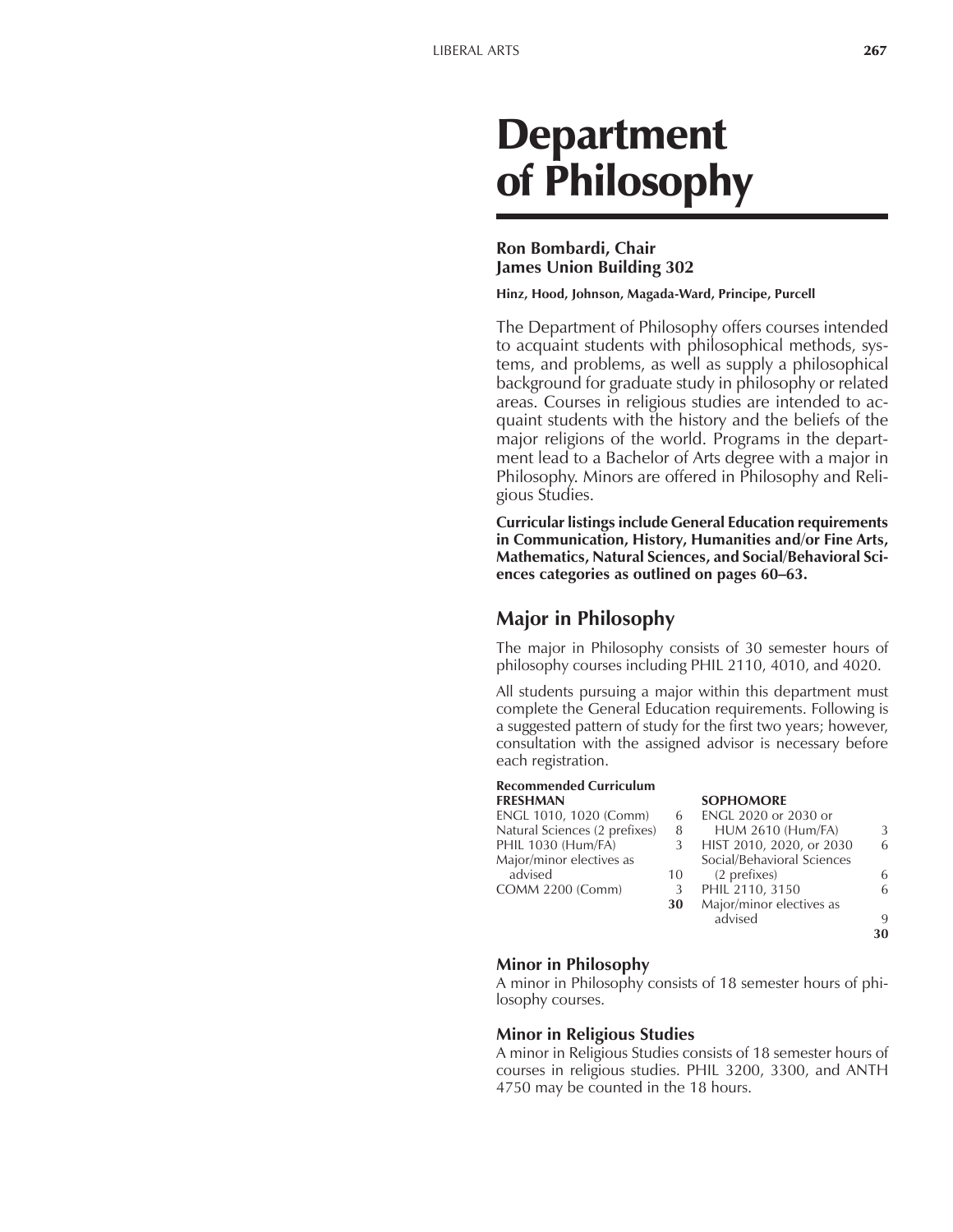# Department of Philosophy

**Ron Bombardi, Chair**
**James Union Building 302**

**Hinz, Hood, Johnson, Magada-Ward, Principe, Purcell**

The Department of Philosophy offers courses intended to acquaint students with philosophical methods, systems, and problems, as well as supply a philosophical background for graduate study in philosophy or related areas. Courses in religious studies are intended to acquaint students with the history and the beliefs of the major religions of the world. Programs in the department lead to a Bachelor of Arts degree with a major in Philosophy. Minors are offered in Philosophy and Religious Studies.

**Curricular listings include General Education requirements in Communication, History, Humanities and/or Fine Arts, Mathematics, Natural Sciences, and Social/Behavioral Sciences categories as outlined on pages 60–63.**

## Major in Philosophy

The major in Philosophy consists of 30 semester hours of philosophy courses including PHIL 2110, 4010, and 4020.

All students pursuing a major within this department must complete the General Education requirements. Following is a suggested pattern of study for the first two years; however, consultation with the assigned advisor is necessary before each registration.

**Recommended Curriculum**

| FRESHMAN | | SOPHOMORE | |
|---|---|---|---|
| ENGL 1010, 1020 (Comm) | 6 | ENGL 2020 or 2030 or HUM 2610 (Hum/FA) | 3 |
| Natural Sciences (2 prefixes) | 8 | HIST 2010, 2020, or 2030 | 6 |
| PHIL 1030 (Hum/FA) | 3 | Social/Behavioral Sciences (2 prefixes) | 6 |
| Major/minor electives as advised | 10 | PHIL 2110, 3150 | 6 |
| COMM 2200 (Comm) | 3 | Major/minor electives as advised | 9 |
| | **30** | | **30** |

### Minor in Philosophy

A minor in Philosophy consists of 18 semester hours of philosophy courses.

### Minor in Religious Studies

A minor in Religious Studies consists of 18 semester hours of courses in religious studies. PHIL 3200, 3300, and ANTH 4750 may be counted in the 18 hours.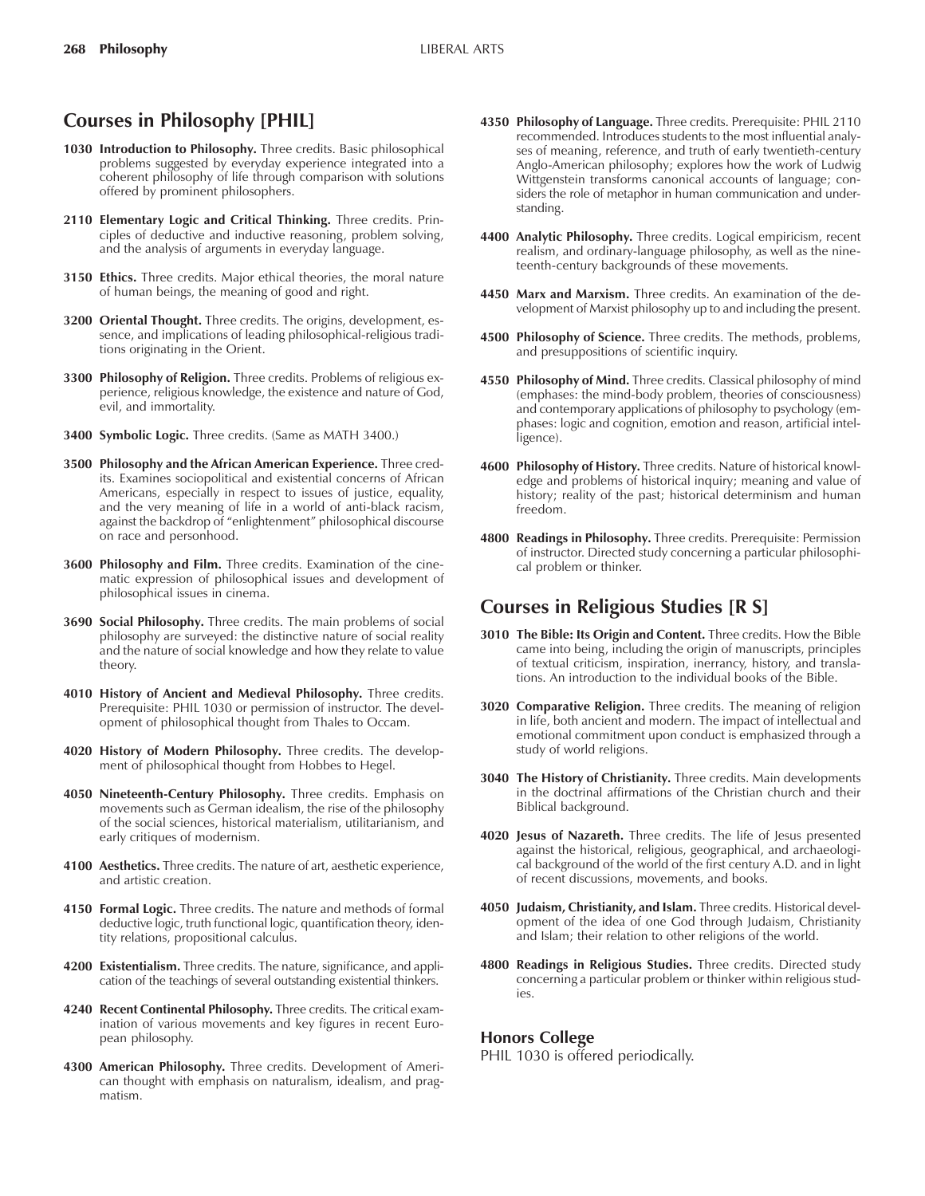## Courses in Philosophy [PHIL]

**1030 Introduction to Philosophy.** Three credits. Basic philosophical problems suggested by everyday experience integrated into a coherent philosophy of life through comparison with solutions offered by prominent philosophers.

**2110 Elementary Logic and Critical Thinking.** Three credits. Principles of deductive and inductive reasoning, problem solving, and the analysis of arguments in everyday language.

**3150 Ethics.** Three credits. Major ethical theories, the moral nature of human beings, the meaning of good and right.

**3200 Oriental Thought.** Three credits. The origins, development, essence, and implications of leading philosophical-religious traditions originating in the Orient.

**3300 Philosophy of Religion.** Three credits. Problems of religious experience, religious knowledge, the existence and nature of God, evil, and immortality.

**3400 Symbolic Logic.** Three credits. (Same as MATH 3400.)

**3500 Philosophy and the African American Experience.** Three credits. Examines sociopolitical and existential concerns of African Americans, especially in respect to issues of justice, equality, and the very meaning of life in a world of anti-black racism, against the backdrop of "enlightenment" philosophical discourse on race and personhood.

**3600 Philosophy and Film.** Three credits. Examination of the cinematic expression of philosophical issues and development of philosophical issues in cinema.

**3690 Social Philosophy.** Three credits. The main problems of social philosophy are surveyed: the distinctive nature of social reality and the nature of social knowledge and how they relate to value theory.

**4010 History of Ancient and Medieval Philosophy.** Three credits. Prerequisite: PHIL 1030 or permission of instructor. The development of philosophical thought from Thales to Occam.

**4020 History of Modern Philosophy.** Three credits. The development of philosophical thought from Hobbes to Hegel.

**4050 Nineteenth-Century Philosophy.** Three credits. Emphasis on movements such as German idealism, the rise of the philosophy of the social sciences, historical materialism, utilitarianism, and early critiques of modernism.

**4100 Aesthetics.** Three credits. The nature of art, aesthetic experience, and artistic creation.

**4150 Formal Logic.** Three credits. The nature and methods of formal deductive logic, truth functional logic, quantification theory, identity relations, propositional calculus.

**4200 Existentialism.** Three credits. The nature, significance, and application of the teachings of several outstanding existential thinkers.

**4240 Recent Continental Philosophy.** Three credits. The critical examination of various movements and key figures in recent European philosophy.

**4300 American Philosophy.** Three credits. Development of American thought with emphasis on naturalism, idealism, and pragmatism.

**4350 Philosophy of Language.** Three credits. Prerequisite: PHIL 2110 recommended. Introduces students to the most influential analyses of meaning, reference, and truth of early twentieth-century Anglo-American philosophy; explores how the work of Ludwig Wittgenstein transforms canonical accounts of language; considers the role of metaphor in human communication and understanding.

**4400 Analytic Philosophy.** Three credits. Logical empiricism, recent realism, and ordinary-language philosophy, as well as the nineteenth-century backgrounds of these movements.

**4450 Marx and Marxism.** Three credits. An examination of the development of Marxist philosophy up to and including the present.

**4500 Philosophy of Science.** Three credits. The methods, problems, and presuppositions of scientific inquiry.

**4550 Philosophy of Mind.** Three credits. Classical philosophy of mind (emphases: the mind-body problem, theories of consciousness) and contemporary applications of philosophy to psychology (emphases: logic and cognition, emotion and reason, artificial intelligence).

**4600 Philosophy of History.** Three credits. Nature of historical knowledge and problems of historical inquiry; meaning and value of history; reality of the past; historical determinism and human freedom.

**4800 Readings in Philosophy.** Three credits. Prerequisite: Permission of instructor. Directed study concerning a particular philosophical problem or thinker.

## Courses in Religious Studies [R S]

**3010 The Bible: Its Origin and Content.** Three credits. How the Bible came into being, including the origin of manuscripts, principles of textual criticism, inspiration, inerrancy, history, and translations. An introduction to the individual books of the Bible.

**3020 Comparative Religion.** Three credits. The meaning of religion in life, both ancient and modern. The impact of intellectual and emotional commitment upon conduct is emphasized through a study of world religions.

**3040 The History of Christianity.** Three credits. Main developments in the doctrinal affirmations of the Christian church and their Biblical background.

**4020 Jesus of Nazareth.** Three credits. The life of Jesus presented against the historical, religious, geographical, and archaeological background of the world of the first century A.D. and in light of recent discussions, movements, and books.

**4050 Judaism, Christianity, and Islam.** Three credits. Historical development of the idea of one God through Judaism, Christianity and Islam; their relation to other religions of the world.

**4800 Readings in Religious Studies.** Three credits. Directed study concerning a particular problem or thinker within religious studies.

### Honors College

PHIL 1030 is offered periodically.